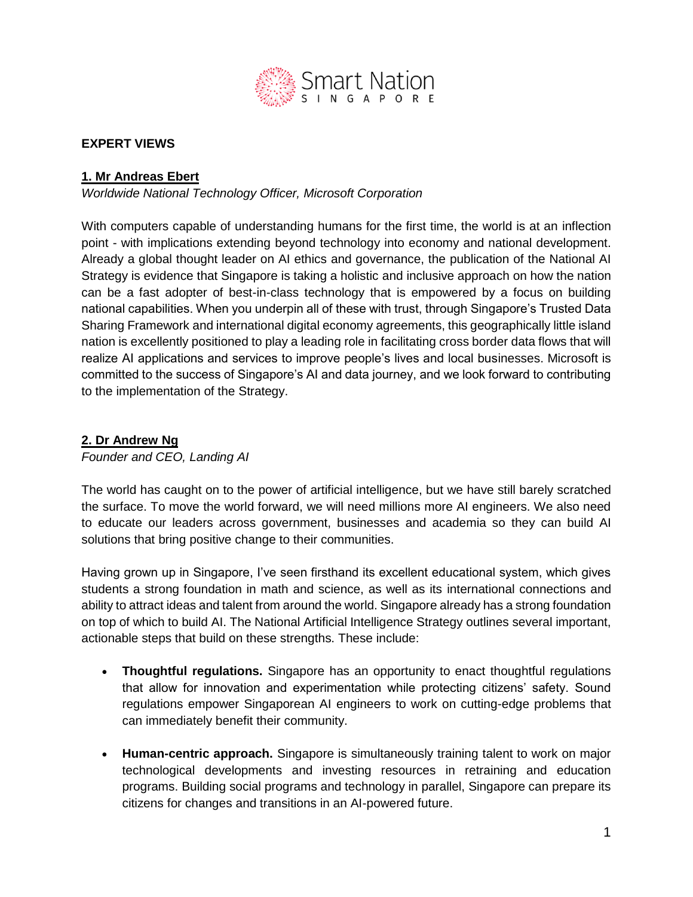## EXPERT VIEWS

### 1. Mr Andreas Ebert

*Worldwide National Technology Officer, Microsoft Corporation*

With computers capable of understanding humans for the first time, the world is at an inflection point - with implications extending beyond technology into economy and national development. Already a global thought leader on AI ethics and governance, the publication of the National AI Strategy is evidence that Singapore is taking a holistic and inclusive approach on how the nation can be a fast adopter of best-in-class technology that is empowered by a focus on building national capabilities. When you underpin all of these with trust, through Singapore's Trusted Data Sharing Framework and international digital economy agreements, this geographically little island nation is excellently positioned to play a leading role in facilitating cross border data flows that will realize AI applications and services to improve people's lives and local businesses. Microsoft is committed to the success of Singapore's AI and data journey, and we look forward to contributing to the implementation of the Strategy.

### 2. Dr Andrew Ng

*Founder and CEO, Landing AI*

The world has caught on to the power of artificial intelligence, but we have still barely scratched the surface. To move the world forward, we will need millions more AI engineers. We also need to educate our leaders across government, businesses and academia so they can build AI solutions that bring positive change to their communities.

Having grown up in Singapore, I've seen firsthand its excellent educational system, which gives students a strong foundation in math and science, as well as its international connections and ability to attract ideas and talent from around the world. Singapore already has a strong foundation on top of which to build AI. The National Artificial Intelligence Strategy outlines several important, actionable steps that build on these strengths. These include:

- **Thoughtful regulations.** Singapore has an opportunity to enact thoughtful regulations that allow for innovation and experimentation while protecting citizens' safety. Sound regulations empower Singaporean AI engineers to work on cutting-edge problems that can immediately benefit their community.

- **Human-centric approach.** Singapore is simultaneously training talent to work on major technological developments and investing resources in retraining and education programs. Building social programs and technology in parallel, Singapore can prepare its citizens for changes and transitions in an AI-powered future.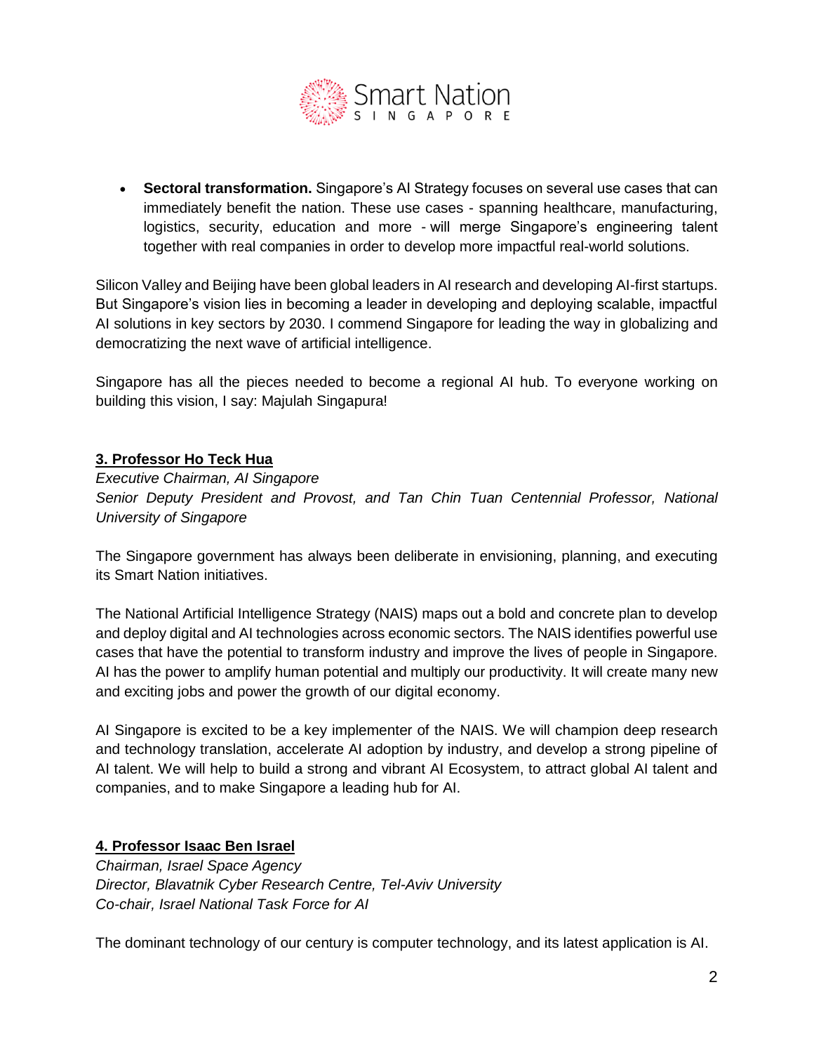- **Sectoral transformation.** Singapore's AI Strategy focuses on several use cases that can immediately benefit the nation. These use cases - spanning healthcare, manufacturing, logistics, security, education and more - will merge Singapore's engineering talent together with real companies in order to develop more impactful real-world solutions.

Silicon Valley and Beijing have been global leaders in AI research and developing AI-first startups. But Singapore's vision lies in becoming a leader in developing and deploying scalable, impactful AI solutions in key sectors by 2030. I commend Singapore for leading the way in globalizing and democratizing the next wave of artificial intelligence.

Singapore has all the pieces needed to become a regional AI hub. To everyone working on building this vision, I say: Majulah Singapura!

## 3. Professor Ho Teck Hua

*Executive Chairman, AI Singapore*
*Senior Deputy President and Provost, and Tan Chin Tuan Centennial Professor, National University of Singapore*

The Singapore government has always been deliberate in envisioning, planning, and executing its Smart Nation initiatives.

The National Artificial Intelligence Strategy (NAIS) maps out a bold and concrete plan to develop and deploy digital and AI technologies across economic sectors. The NAIS identifies powerful use cases that have the potential to transform industry and improve the lives of people in Singapore. AI has the power to amplify human potential and multiply our productivity. It will create many new and exciting jobs and power the growth of our digital economy.

AI Singapore is excited to be a key implementer of the NAIS. We will champion deep research and technology translation, accelerate AI adoption by industry, and develop a strong pipeline of AI talent. We will help to build a strong and vibrant AI Ecosystem, to attract global AI talent and companies, and to make Singapore a leading hub for AI.

## 4. Professor Isaac Ben Israel

*Chairman, Israel Space Agency*
*Director, Blavatnik Cyber Research Centre, Tel-Aviv University*
*Co-chair, Israel National Task Force for AI*

The dominant technology of our century is computer technology, and its latest application is AI.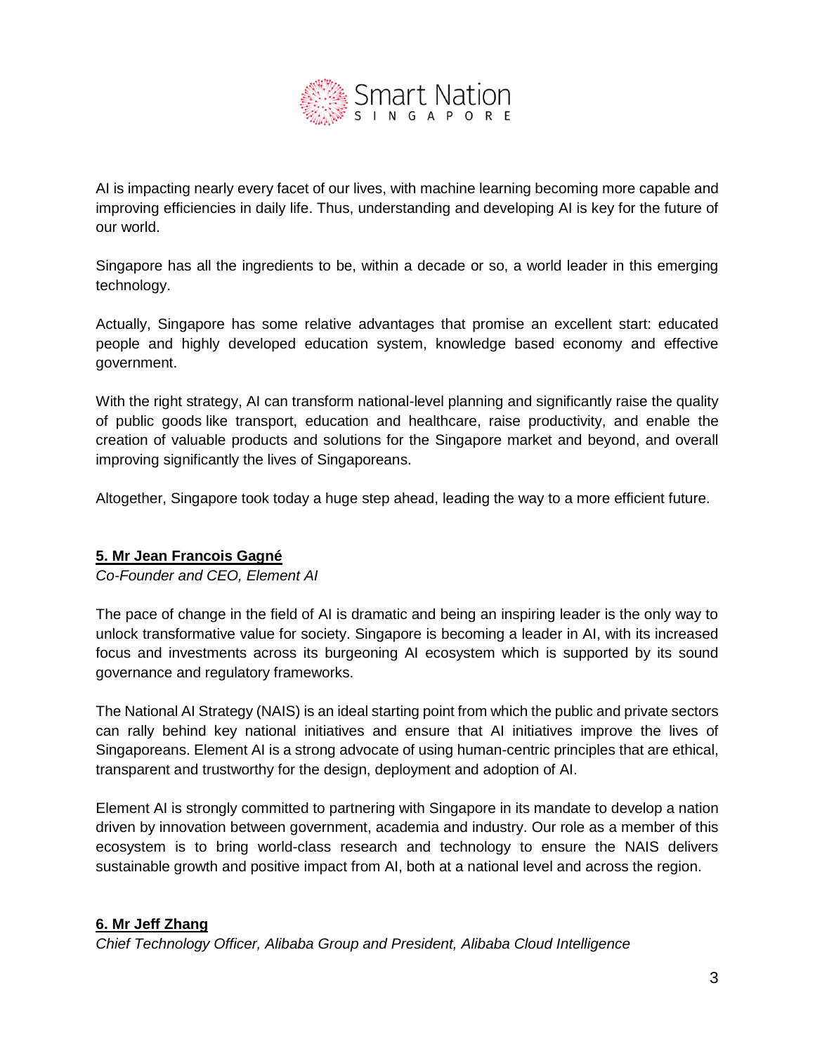AI is impacting nearly every facet of our lives, with machine learning becoming more capable and improving efficiencies in daily life. Thus, understanding and developing AI is key for the future of our world.

Singapore has all the ingredients to be, within a decade or so, a world leader in this emerging technology.

Actually, Singapore has some relative advantages that promise an excellent start: educated people and highly developed education system, knowledge based economy and effective government.

With the right strategy, AI can transform national-level planning and significantly raise the quality of public goods like transport, education and healthcare, raise productivity, and enable the creation of valuable products and solutions for the Singapore market and beyond, and overall improving significantly the lives of Singaporeans.

Altogether, Singapore took today a huge step ahead, leading the way to a more efficient future.

**5. Mr Jean Francois Gagné**

*Co-Founder and CEO, Element AI*

The pace of change in the field of AI is dramatic and being an inspiring leader is the only way to unlock transformative value for society. Singapore is becoming a leader in AI, with its increased focus and investments across its burgeoning AI ecosystem which is supported by its sound governance and regulatory frameworks.

The National AI Strategy (NAIS) is an ideal starting point from which the public and private sectors can rally behind key national initiatives and ensure that AI initiatives improve the lives of Singaporeans. Element AI is a strong advocate of using human-centric principles that are ethical, transparent and trustworthy for the design, deployment and adoption of AI.

Element AI is strongly committed to partnering with Singapore in its mandate to develop a nation driven by innovation between government, academia and industry. Our role as a member of this ecosystem is to bring world-class research and technology to ensure the NAIS delivers sustainable growth and positive impact from AI, both at a national level and across the region.

**6. Mr Jeff Zhang**

*Chief Technology Officer, Alibaba Group and President, Alibaba Cloud Intelligence*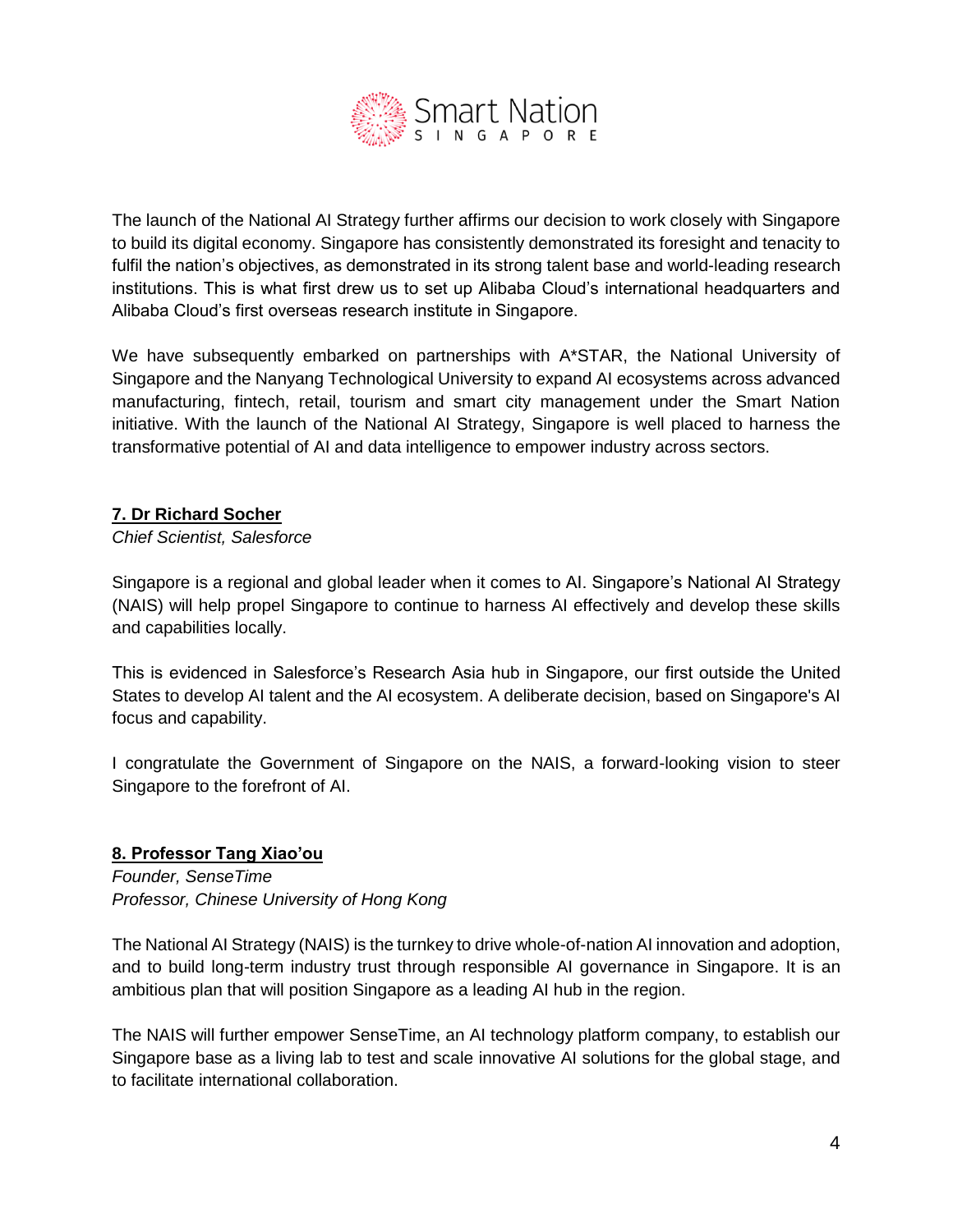The launch of the National AI Strategy further affirms our decision to work closely with Singapore to build its digital economy. Singapore has consistently demonstrated its foresight and tenacity to fulfil the nation's objectives, as demonstrated in its strong talent base and world-leading research institutions. This is what first drew us to set up Alibaba Cloud's international headquarters and Alibaba Cloud's first overseas research institute in Singapore.

We have subsequently embarked on partnerships with A*STAR, the National University of Singapore and the Nanyang Technological University to expand AI ecosystems across advanced manufacturing, fintech, retail, tourism and smart city management under the Smart Nation initiative. With the launch of the National AI Strategy, Singapore is well placed to harness the transformative potential of AI and data intelligence to empower industry across sectors.

**7. Dr Richard Socher**

*Chief Scientist, Salesforce*

Singapore is a regional and global leader when it comes to AI. Singapore's National AI Strategy (NAIS) will help propel Singapore to continue to harness AI effectively and develop these skills and capabilities locally.

This is evidenced in Salesforce's Research Asia hub in Singapore, our first outside the United States to develop AI talent and the AI ecosystem. A deliberate decision, based on Singapore's AI focus and capability.

I congratulate the Government of Singapore on the NAIS, a forward-looking vision to steer Singapore to the forefront of AI.

**8. Professor Tang Xiao'ou**

*Founder, SenseTime*
*Professor, Chinese University of Hong Kong*

The National AI Strategy (NAIS) is the turnkey to drive whole-of-nation AI innovation and adoption, and to build long-term industry trust through responsible AI governance in Singapore. It is an ambitious plan that will position Singapore as a leading AI hub in the region.

The NAIS will further empower SenseTime, an AI technology platform company, to establish our Singapore base as a living lab to test and scale innovative AI solutions for the global stage, and to facilitate international collaboration.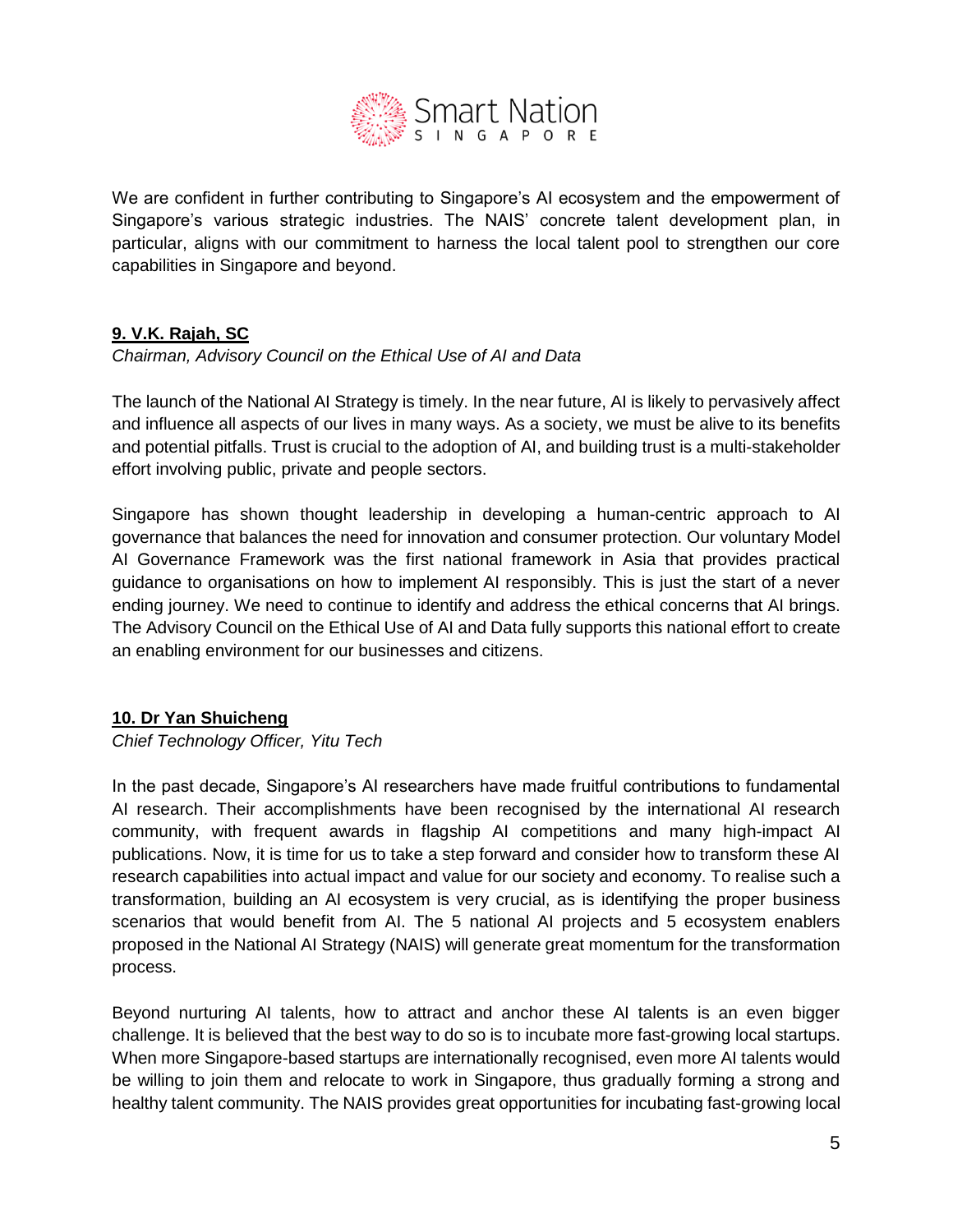We are confident in further contributing to Singapore's AI ecosystem and the empowerment of Singapore's various strategic industries. The NAIS' concrete talent development plan, in particular, aligns with our commitment to harness the local talent pool to strengthen our core capabilities in Singapore and beyond.

**9. V.K. Rajah, SC**

*Chairman, Advisory Council on the Ethical Use of AI and Data*

The launch of the National AI Strategy is timely. In the near future, AI is likely to pervasively affect and influence all aspects of our lives in many ways. As a society, we must be alive to its benefits and potential pitfalls. Trust is crucial to the adoption of AI, and building trust is a multi-stakeholder effort involving public, private and people sectors.

Singapore has shown thought leadership in developing a human-centric approach to AI governance that balances the need for innovation and consumer protection. Our voluntary Model AI Governance Framework was the first national framework in Asia that provides practical guidance to organisations on how to implement AI responsibly. This is just the start of a never ending journey. We need to continue to identify and address the ethical concerns that AI brings. The Advisory Council on the Ethical Use of AI and Data fully supports this national effort to create an enabling environment for our businesses and citizens.

**10. Dr Yan Shuicheng**

*Chief Technology Officer, Yitu Tech*

In the past decade, Singapore's AI researchers have made fruitful contributions to fundamental AI research. Their accomplishments have been recognised by the international AI research community, with frequent awards in flagship AI competitions and many high-impact AI publications. Now, it is time for us to take a step forward and consider how to transform these AI research capabilities into actual impact and value for our society and economy. To realise such a transformation, building an AI ecosystem is very crucial, as is identifying the proper business scenarios that would benefit from AI. The 5 national AI projects and 5 ecosystem enablers proposed in the National AI Strategy (NAIS) will generate great momentum for the transformation process.

Beyond nurturing AI talents, how to attract and anchor these AI talents is an even bigger challenge. It is believed that the best way to do so is to incubate more fast-growing local startups. When more Singapore-based startups are internationally recognised, even more AI talents would be willing to join them and relocate to work in Singapore, thus gradually forming a strong and healthy talent community. The NAIS provides great opportunities for incubating fast-growing local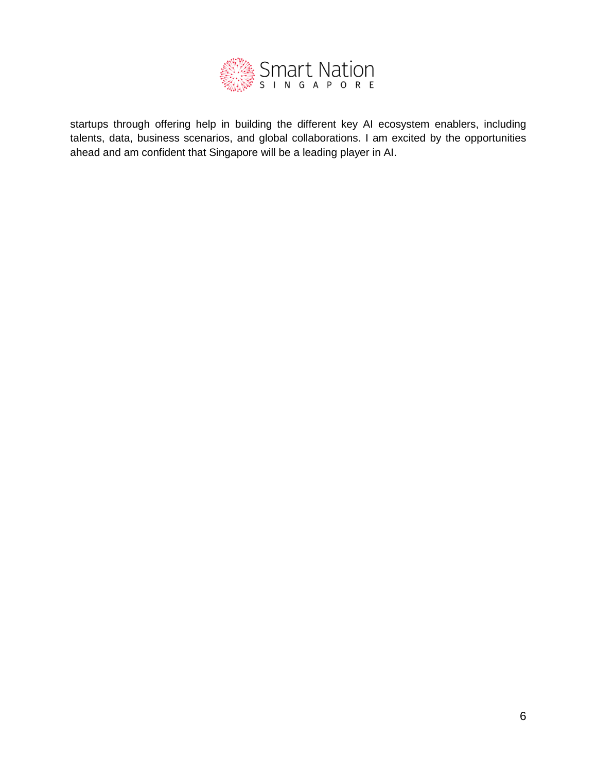startups through offering help in building the different key AI ecosystem enablers, including talents, data, business scenarios, and global collaborations. I am excited by the opportunities ahead and am confident that Singapore will be a leading player in AI.